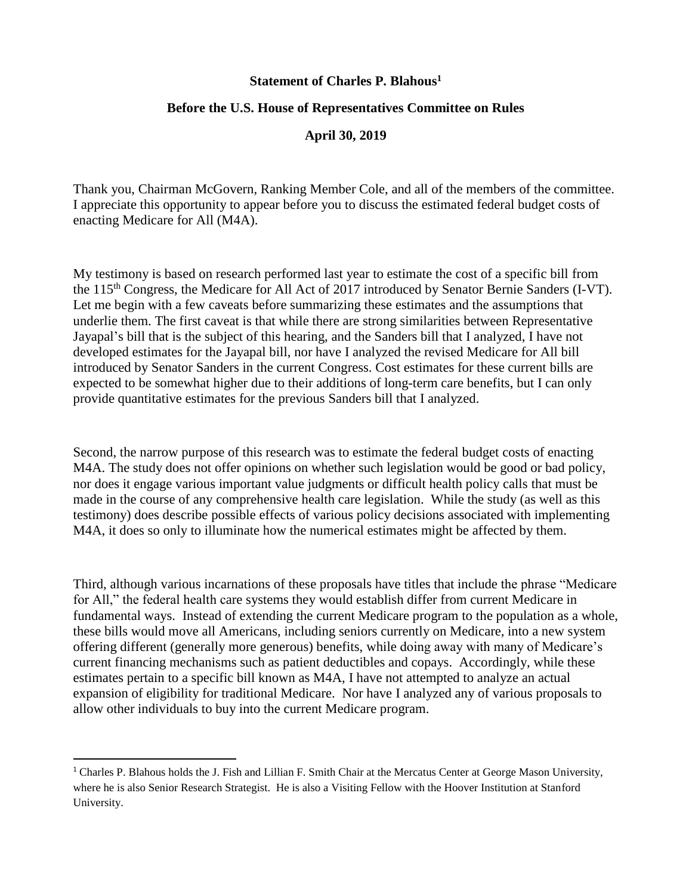**Statement of Charles P. Blahous[1]**

**Before the U.S. House of Representatives Committee on Rules**

**April 30, 2019**

Thank you, Chairman McGovern, Ranking Member Cole, and all of the members of the committee. I appreciate this opportunity to appear before you to discuss the estimated federal budget costs of enacting Medicare for All (M4A).

My testimony is based on research performed last year to estimate the cost of a specific bill from the 115th Congress, the Medicare for All Act of 2017 introduced by Senator Bernie Sanders (I-VT). Let me begin with a few caveats before summarizing these estimates and the assumptions that underlie them. The first caveat is that while there are strong similarities between Representative Jayapal's bill that is the subject of this hearing, and the Sanders bill that I analyzed, I have not developed estimates for the Jayapal bill, nor have I analyzed the revised Medicare for All bill introduced by Senator Sanders in the current Congress. Cost estimates for these current bills are expected to be somewhat higher due to their additions of long-term care benefits, but I can only provide quantitative estimates for the previous Sanders bill that I analyzed.

Second, the narrow purpose of this research was to estimate the federal budget costs of enacting M4A. The study does not offer opinions on whether such legislation would be good or bad policy, nor does it engage various important value judgments or difficult health policy calls that must be made in the course of any comprehensive health care legislation. While the study (as well as this testimony) does describe possible effects of various policy decisions associated with implementing M4A, it does so only to illuminate how the numerical estimates might be affected by them.

Third, although various incarnations of these proposals have titles that include the phrase "Medicare for All," the federal health care systems they would establish differ from current Medicare in fundamental ways. Instead of extending the current Medicare program to the population as a whole, these bills would move all Americans, including seniors currently on Medicare, into a new system offering different (generally more generous) benefits, while doing away with many of Medicare's current financing mechanisms such as patient deductibles and copays. Accordingly, while these estimates pertain to a specific bill known as M4A, I have not attempted to analyze an actual expansion of eligibility for traditional Medicare. Nor have I analyzed any of various proposals to allow other individuals to buy into the current Medicare program.

[1] Charles P. Blahous holds the J. Fish and Lillian F. Smith Chair at the Mercatus Center at George Mason University, where he is also Senior Research Strategist. He is also a Visiting Fellow with the Hoover Institution at Stanford University.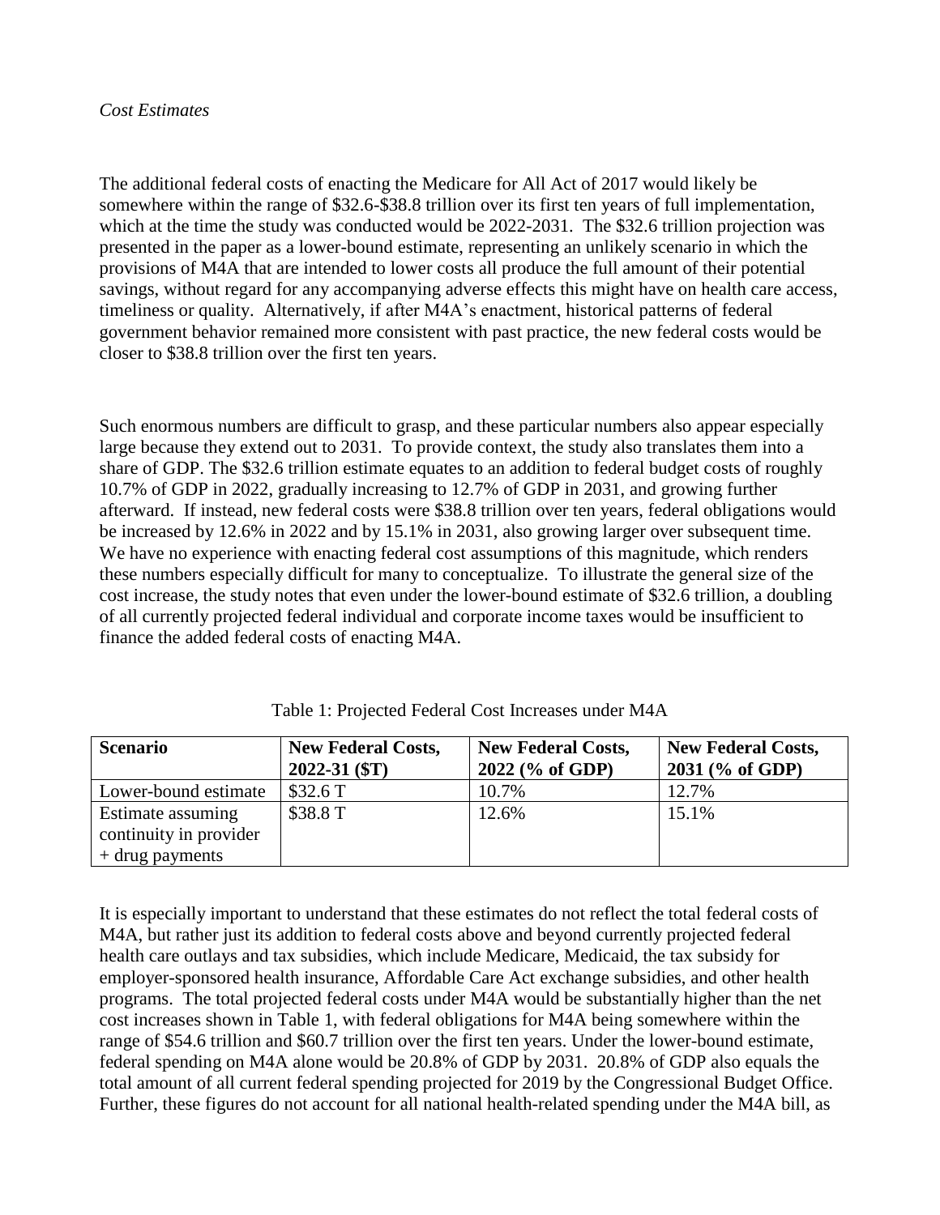*Cost Estimates*

The additional federal costs of enacting the Medicare for All Act of 2017 would likely be somewhere within the range of \$32.6-\$38.8 trillion over its first ten years of full implementation, which at the time the study was conducted would be 2022-2031. The \$32.6 trillion projection was presented in the paper as a lower-bound estimate, representing an unlikely scenario in which the provisions of M4A that are intended to lower costs all produce the full amount of their potential savings, without regard for any accompanying adverse effects this might have on health care access, timeliness or quality. Alternatively, if after M4A's enactment, historical patterns of federal government behavior remained more consistent with past practice, the new federal costs would be closer to \$38.8 trillion over the first ten years.

Such enormous numbers are difficult to grasp, and these particular numbers also appear especially large because they extend out to 2031. To provide context, the study also translates them into a share of GDP. The \$32.6 trillion estimate equates to an addition to federal budget costs of roughly 10.7% of GDP in 2022, gradually increasing to 12.7% of GDP in 2031, and growing further afterward. If instead, new federal costs were \$38.8 trillion over ten years, federal obligations would be increased by 12.6% in 2022 and by 15.1% in 2031, also growing larger over subsequent time. We have no experience with enacting federal cost assumptions of this magnitude, which renders these numbers especially difficult for many to conceptualize. To illustrate the general size of the cost increase, the study notes that even under the lower-bound estimate of \$32.6 trillion, a doubling of all currently projected federal individual and corporate income taxes would be insufficient to finance the added federal costs of enacting M4A.

Table 1: Projected Federal Cost Increases under M4A

| Scenario | New Federal Costs, 2022-31 (\$T) | New Federal Costs, 2022 (% of GDP) | New Federal Costs, 2031 (% of GDP) |
|---|---|---|---|
| Lower-bound estimate | \$32.6 T | 10.7% | 12.7% |
| Estimate assuming continuity in provider + drug payments | \$38.8 T | 12.6% | 15.1% |

It is especially important to understand that these estimates do not reflect the total federal costs of M4A, but rather just its addition to federal costs above and beyond currently projected federal health care outlays and tax subsidies, which include Medicare, Medicaid, the tax subsidy for employer-sponsored health insurance, Affordable Care Act exchange subsidies, and other health programs. The total projected federal costs under M4A would be substantially higher than the net cost increases shown in Table 1, with federal obligations for M4A being somewhere within the range of \$54.6 trillion and \$60.7 trillion over the first ten years. Under the lower-bound estimate, federal spending on M4A alone would be 20.8% of GDP by 2031. 20.8% of GDP also equals the total amount of all current federal spending projected for 2019 by the Congressional Budget Office. Further, these figures do not account for all national health-related spending under the M4A bill, as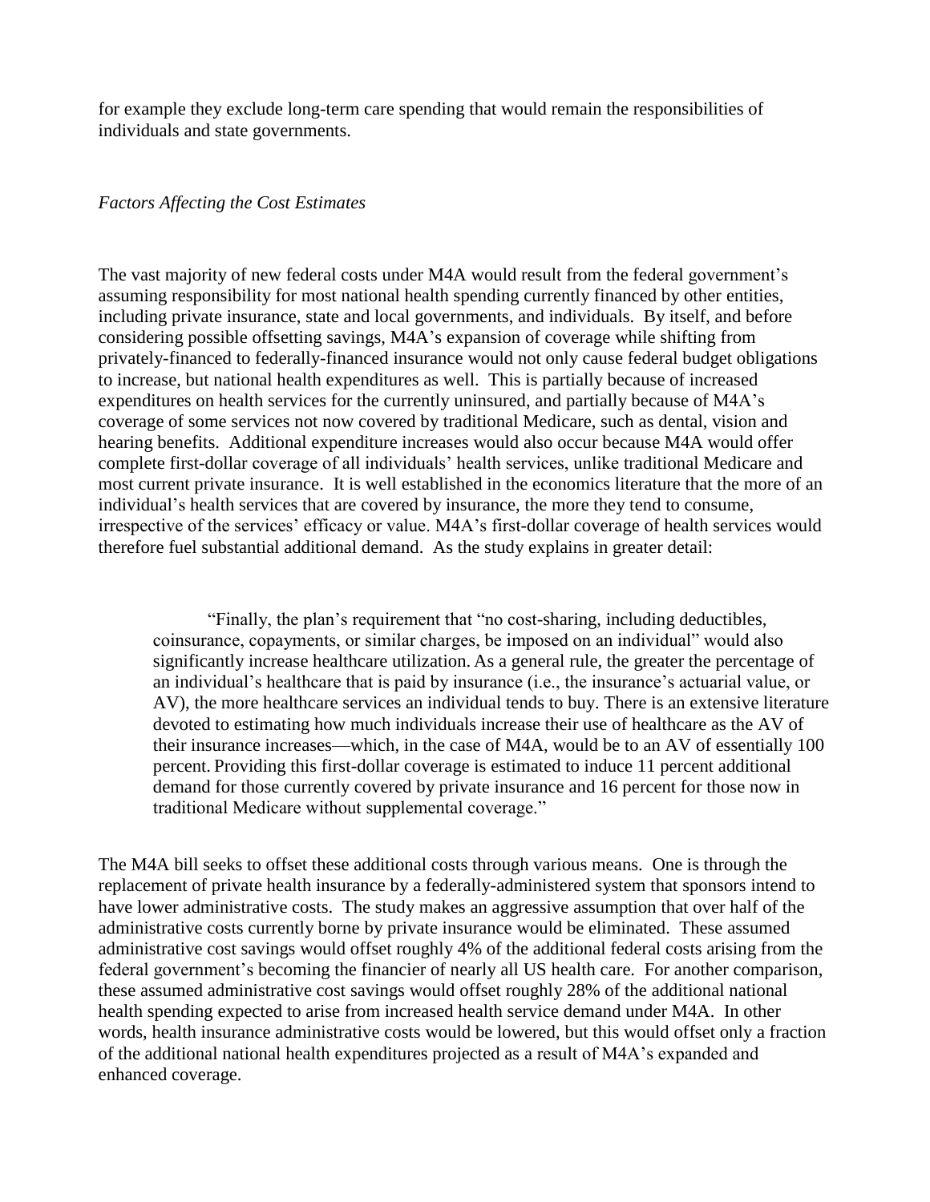for example they exclude long-term care spending that would remain the responsibilities of individuals and state governments.

*Factors Affecting the Cost Estimates*

The vast majority of new federal costs under M4A would result from the federal government's assuming responsibility for most national health spending currently financed by other entities, including private insurance, state and local governments, and individuals. By itself, and before considering possible offsetting savings, M4A's expansion of coverage while shifting from privately-financed to federally-financed insurance would not only cause federal budget obligations to increase, but national health expenditures as well. This is partially because of increased expenditures on health services for the currently uninsured, and partially because of M4A's coverage of some services not now covered by traditional Medicare, such as dental, vision and hearing benefits. Additional expenditure increases would also occur because M4A would offer complete first-dollar coverage of all individuals' health services, unlike traditional Medicare and most current private insurance. It is well established in the economics literature that the more of an individual's health services that are covered by insurance, the more they tend to consume, irrespective of the services' efficacy or value. M4A's first-dollar coverage of health services would therefore fuel substantial additional demand. As the study explains in greater detail:

> "Finally, the plan's requirement that "no cost-sharing, including deductibles, coinsurance, copayments, or similar charges, be imposed on an individual" would also significantly increase healthcare utilization. As a general rule, the greater the percentage of an individual's healthcare that is paid by insurance (i.e., the insurance's actuarial value, or AV), the more healthcare services an individual tends to buy. There is an extensive literature devoted to estimating how much individuals increase their use of healthcare as the AV of their insurance increases—which, in the case of M4A, would be to an AV of essentially 100 percent. Providing this first-dollar coverage is estimated to induce 11 percent additional demand for those currently covered by private insurance and 16 percent for those now in traditional Medicare without supplemental coverage."

The M4A bill seeks to offset these additional costs through various means. One is through the replacement of private health insurance by a federally-administered system that sponsors intend to have lower administrative costs. The study makes an aggressive assumption that over half of the administrative costs currently borne by private insurance would be eliminated. These assumed administrative cost savings would offset roughly 4% of the additional federal costs arising from the federal government's becoming the financier of nearly all US health care. For another comparison, these assumed administrative cost savings would offset roughly 28% of the additional national health spending expected to arise from increased health service demand under M4A. In other words, health insurance administrative costs would be lowered, but this would offset only a fraction of the additional national health expenditures projected as a result of M4A's expanded and enhanced coverage.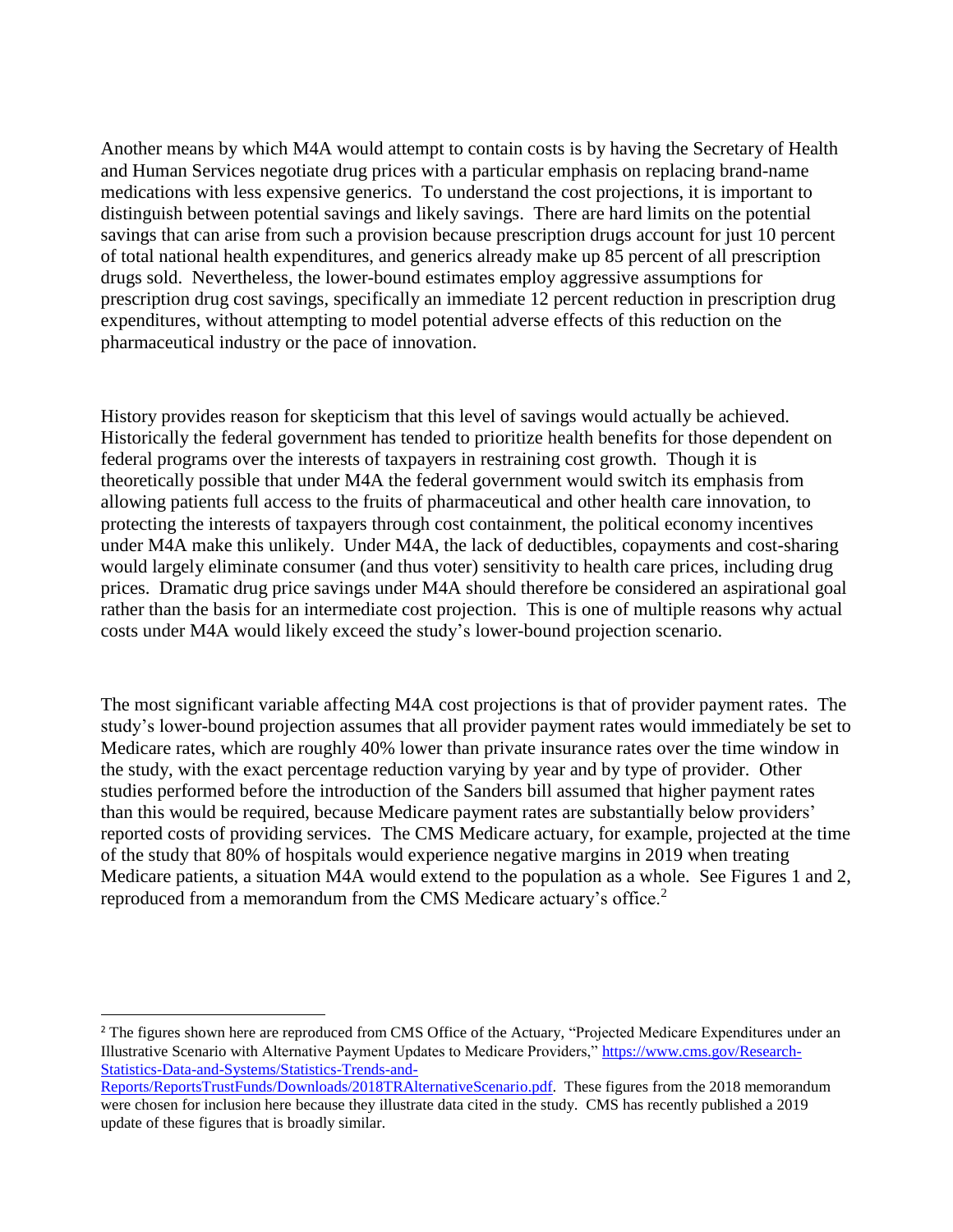Another means by which M4A would attempt to contain costs is by having the Secretary of Health and Human Services negotiate drug prices with a particular emphasis on replacing brand-name medications with less expensive generics. To understand the cost projections, it is important to distinguish between potential savings and likely savings. There are hard limits on the potential savings that can arise from such a provision because prescription drugs account for just 10 percent of total national health expenditures, and generics already make up 85 percent of all prescription drugs sold. Nevertheless, the lower-bound estimates employ aggressive assumptions for prescription drug cost savings, specifically an immediate 12 percent reduction in prescription drug expenditures, without attempting to model potential adverse effects of this reduction on the pharmaceutical industry or the pace of innovation.

History provides reason for skepticism that this level of savings would actually be achieved. Historically the federal government has tended to prioritize health benefits for those dependent on federal programs over the interests of taxpayers in restraining cost growth. Though it is theoretically possible that under M4A the federal government would switch its emphasis from allowing patients full access to the fruits of pharmaceutical and other health care innovation, to protecting the interests of taxpayers through cost containment, the political economy incentives under M4A make this unlikely. Under M4A, the lack of deductibles, copayments and cost-sharing would largely eliminate consumer (and thus voter) sensitivity to health care prices, including drug prices. Dramatic drug price savings under M4A should therefore be considered an aspirational goal rather than the basis for an intermediate cost projection. This is one of multiple reasons why actual costs under M4A would likely exceed the study's lower-bound projection scenario.

The most significant variable affecting M4A cost projections is that of provider payment rates. The study's lower-bound projection assumes that all provider payment rates would immediately be set to Medicare rates, which are roughly 40% lower than private insurance rates over the time window in the study, with the exact percentage reduction varying by year and by type of provider. Other studies performed before the introduction of the Sanders bill assumed that higher payment rates than this would be required, because Medicare payment rates are substantially below providers' reported costs of providing services. The CMS Medicare actuary, for example, projected at the time of the study that 80% of hospitals would experience negative margins in 2019 when treating Medicare patients, a situation M4A would extend to the population as a whole. See Figures 1 and 2, reproduced from a memorandum from the CMS Medicare actuary's office.[2]

---

[2] The figures shown here are reproduced from CMS Office of the Actuary, "Projected Medicare Expenditures under an Illustrative Scenario with Alternative Payment Updates to Medicare Providers," https://www.cms.gov/Research-Statistics-Data-and-Systems/Statistics-Trends-and-Reports/ReportsTrustFunds/Downloads/2018TRAlternativeScenario.pdf. These figures from the 2018 memorandum were chosen for inclusion here because they illustrate data cited in the study. CMS has recently published a 2019 update of these figures that is broadly similar.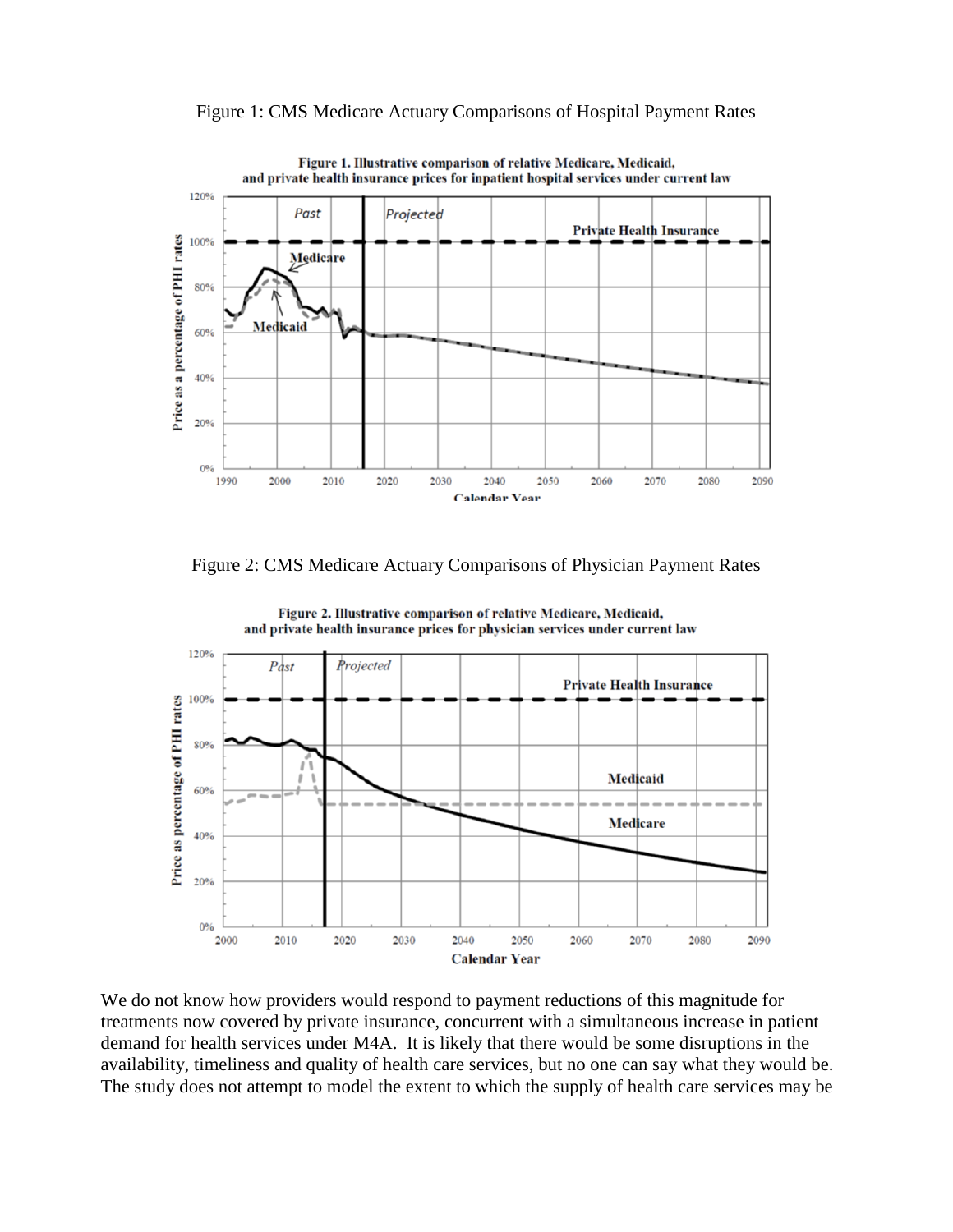Figure 1: CMS Medicare Actuary Comparisons of Hospital Payment Rates

Figure 2: CMS Medicare Actuary Comparisons of Physician Payment Rates

We do not know how providers would respond to payment reductions of this magnitude for treatments now covered by private insurance, concurrent with a simultaneous increase in patient demand for health services under M4A. It is likely that there would be some disruptions in the availability, timeliness and quality of health care services, but no one can say what they would be. The study does not attempt to model the extent to which the supply of health care services may be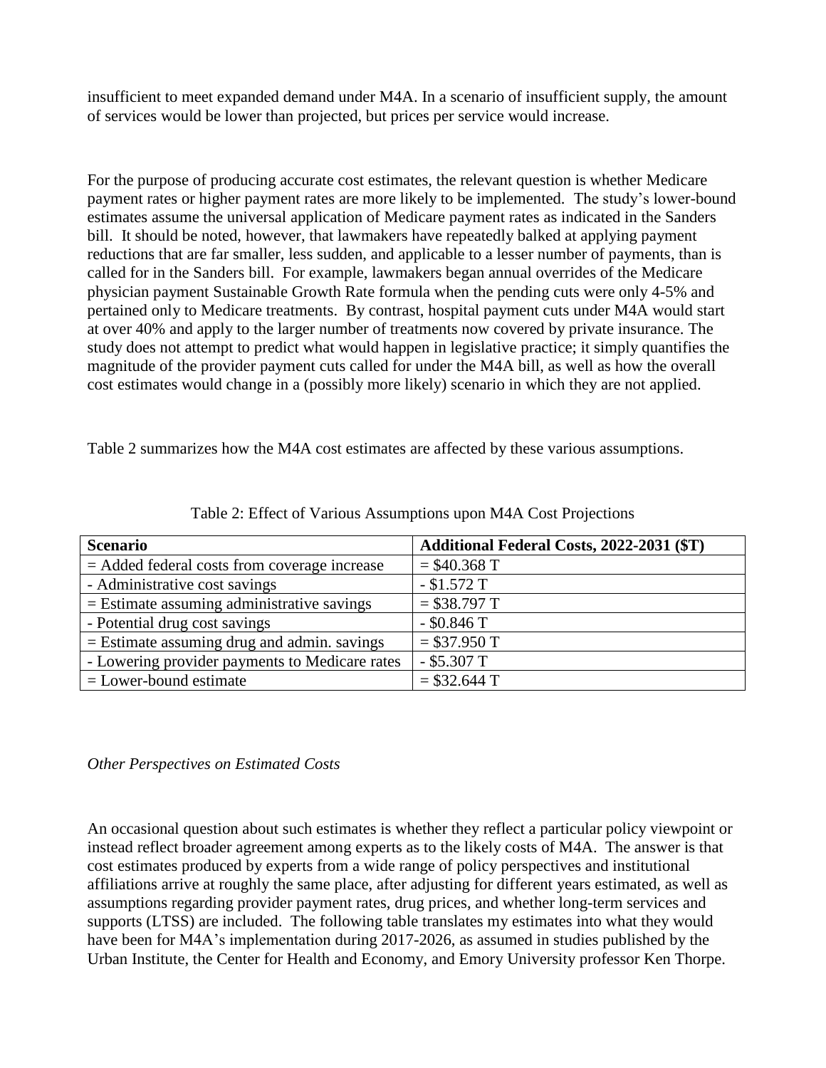insufficient to meet expanded demand under M4A. In a scenario of insufficient supply, the amount of services would be lower than projected, but prices per service would increase.

For the purpose of producing accurate cost estimates, the relevant question is whether Medicare payment rates or higher payment rates are more likely to be implemented. The study's lower-bound estimates assume the universal application of Medicare payment rates as indicated in the Sanders bill. It should be noted, however, that lawmakers have repeatedly balked at applying payment reductions that are far smaller, less sudden, and applicable to a lesser number of payments, than is called for in the Sanders bill. For example, lawmakers began annual overrides of the Medicare physician payment Sustainable Growth Rate formula when the pending cuts were only 4-5% and pertained only to Medicare treatments. By contrast, hospital payment cuts under M4A would start at over 40% and apply to the larger number of treatments now covered by private insurance. The study does not attempt to predict what would happen in legislative practice; it simply quantifies the magnitude of the provider payment cuts called for under the M4A bill, as well as how the overall cost estimates would change in a (possibly more likely) scenario in which they are not applied.

Table 2 summarizes how the M4A cost estimates are affected by these various assumptions.

Table 2: Effect of Various Assumptions upon M4A Cost Projections

| **Scenario** | **Additional Federal Costs, 2022-2031 ($T)** |
|---|---|
| = Added federal costs from coverage increase | = $40.368 T |
| - Administrative cost savings | - $1.572 T |
| = Estimate assuming administrative savings | = $38.797 T |
| - Potential drug cost savings | - $0.846 T |
| = Estimate assuming drug and admin. savings | = $37.950 T |
| - Lowering provider payments to Medicare rates | - $5.307 T |
| = Lower-bound estimate | = $32.644 T |

*Other Perspectives on Estimated Costs*

An occasional question about such estimates is whether they reflect a particular policy viewpoint or instead reflect broader agreement among experts as to the likely costs of M4A. The answer is that cost estimates produced by experts from a wide range of policy perspectives and institutional affiliations arrive at roughly the same place, after adjusting for different years estimated, as well as assumptions regarding provider payment rates, drug prices, and whether long-term services and supports (LTSS) are included. The following table translates my estimates into what they would have been for M4A's implementation during 2017-2026, as assumed in studies published by the Urban Institute, the Center for Health and Economy, and Emory University professor Ken Thorpe.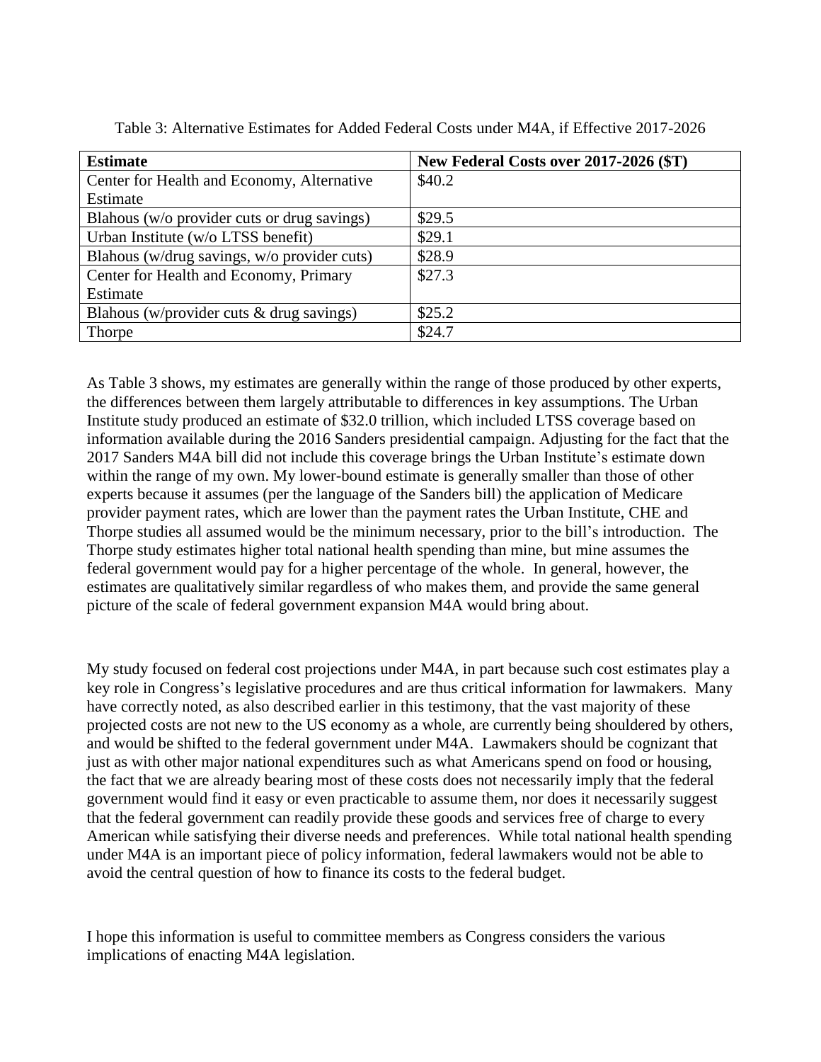Table 3: Alternative Estimates for Added Federal Costs under M4A, if Effective 2017-2026

| Estimate | New Federal Costs over 2017-2026 ($T) |
| --- | --- |
| Center for Health and Economy, Alternative Estimate | $40.2 |
| Blahous (w/o provider cuts or drug savings) | $29.5 |
| Urban Institute (w/o LTSS benefit) | $29.1 |
| Blahous (w/drug savings, w/o provider cuts) | $28.9 |
| Center for Health and Economy, Primary Estimate | $27.3 |
| Blahous (w/provider cuts & drug savings) | $25.2 |
| Thorpe | $24.7 |

As Table 3 shows, my estimates are generally within the range of those produced by other experts, the differences between them largely attributable to differences in key assumptions. The Urban Institute study produced an estimate of $32.0 trillion, which included LTSS coverage based on information available during the 2016 Sanders presidential campaign. Adjusting for the fact that the 2017 Sanders M4A bill did not include this coverage brings the Urban Institute's estimate down within the range of my own. My lower-bound estimate is generally smaller than those of other experts because it assumes (per the language of the Sanders bill) the application of Medicare provider payment rates, which are lower than the payment rates the Urban Institute, CHE and Thorpe studies all assumed would be the minimum necessary, prior to the bill's introduction. The Thorpe study estimates higher total national health spending than mine, but mine assumes the federal government would pay for a higher percentage of the whole. In general, however, the estimates are qualitatively similar regardless of who makes them, and provide the same general picture of the scale of federal government expansion M4A would bring about.

My study focused on federal cost projections under M4A, in part because such cost estimates play a key role in Congress's legislative procedures and are thus critical information for lawmakers. Many have correctly noted, as also described earlier in this testimony, that the vast majority of these projected costs are not new to the US economy as a whole, are currently being shouldered by others, and would be shifted to the federal government under M4A. Lawmakers should be cognizant that just as with other major national expenditures such as what Americans spend on food or housing, the fact that we are already bearing most of these costs does not necessarily imply that the federal government would find it easy or even practicable to assume them, nor does it necessarily suggest that the federal government can readily provide these goods and services free of charge to every American while satisfying their diverse needs and preferences. While total national health spending under M4A is an important piece of policy information, federal lawmakers would not be able to avoid the central question of how to finance its costs to the federal budget.

I hope this information is useful to committee members as Congress considers the various implications of enacting M4A legislation.